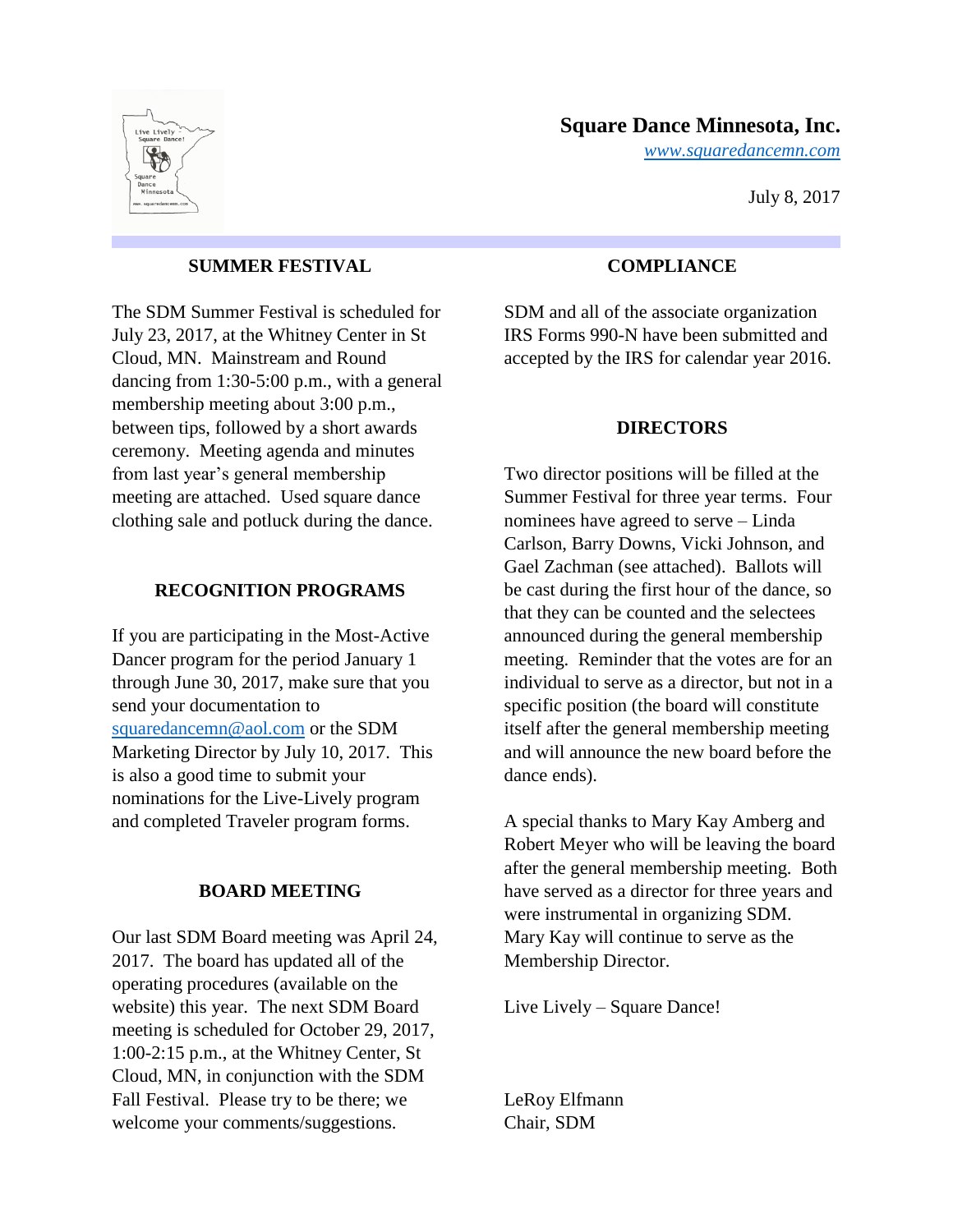# Square Dance Minnesota, Inc.

*www.squaredancemn.com*

July 8, 2017

## SUMMER FESTIVAL

The SDM Summer Festival is scheduled for July 23, 2017, at the Whitney Center in St Cloud, MN. Mainstream and Round dancing from 1:30-5:00 p.m., with a general membership meeting about 3:00 p.m., between tips, followed by a short awards ceremony. Meeting agenda and minutes from last year's general membership meeting are attached. Used square dance clothing sale and potluck during the dance.

## RECOGNITION PROGRAMS

If you are participating in the Most-Active Dancer program for the period January 1 through June 30, 2017, make sure that you send your documentation to squaredancemn@aol.com or the SDM Marketing Director by July 10, 2017. This is also a good time to submit your nominations for the Live-Lively program and completed Traveler program forms.

## BOARD MEETING

Our last SDM Board meeting was April 24, 2017. The board has updated all of the operating procedures (available on the website) this year. The next SDM Board meeting is scheduled for October 29, 2017, 1:00-2:15 p.m., at the Whitney Center, St Cloud, MN, in conjunction with the SDM Fall Festival. Please try to be there; we welcome your comments/suggestions.

## COMPLIANCE

SDM and all of the associate organization IRS Forms 990-N have been submitted and accepted by the IRS for calendar year 2016.

## DIRECTORS

Two director positions will be filled at the Summer Festival for three year terms. Four nominees have agreed to serve – Linda Carlson, Barry Downs, Vicki Johnson, and Gael Zachman (see attached). Ballots will be cast during the first hour of the dance, so that they can be counted and the selectees announced during the general membership meeting. Reminder that the votes are for an individual to serve as a director, but not in a specific position (the board will constitute itself after the general membership meeting and will announce the new board before the dance ends).

A special thanks to Mary Kay Amberg and Robert Meyer who will be leaving the board after the general membership meeting. Both have served as a director for three years and were instrumental in organizing SDM. Mary Kay will continue to serve as the Membership Director.

Live Lively – Square Dance!

LeRoy Elfmann
Chair, SDM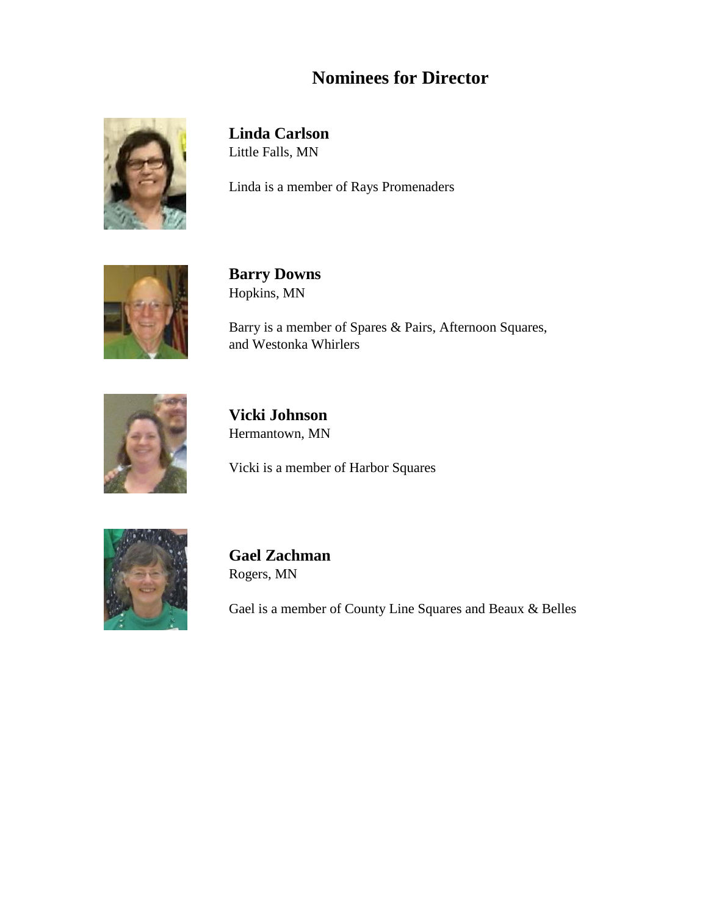# Nominees for Director

**Linda Carlson**
Little Falls, MN

Linda is a member of Rays Promenaders

**Barry Downs**
Hopkins, MN

Barry is a member of Spares & Pairs, Afternoon Squares, and Westonka Whirlers

**Vicki Johnson**
Hermantown, MN

Vicki is a member of Harbor Squares

**Gael Zachman**
Rogers, MN

Gael is a member of County Line Squares and Beaux & Belles